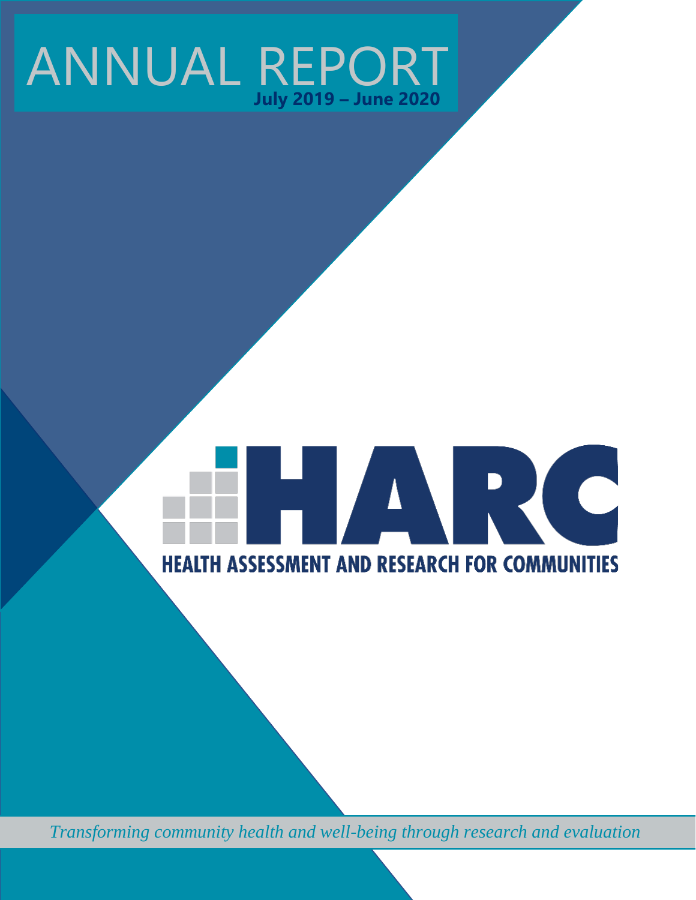# ANNUAL REPORT

**July 2019 – June 2020**

HARC

**HEALTH ASSESSMENT AND RESEARCH FOR COMMUNITIES**

*Transforming community health and well-being through research and evaluation*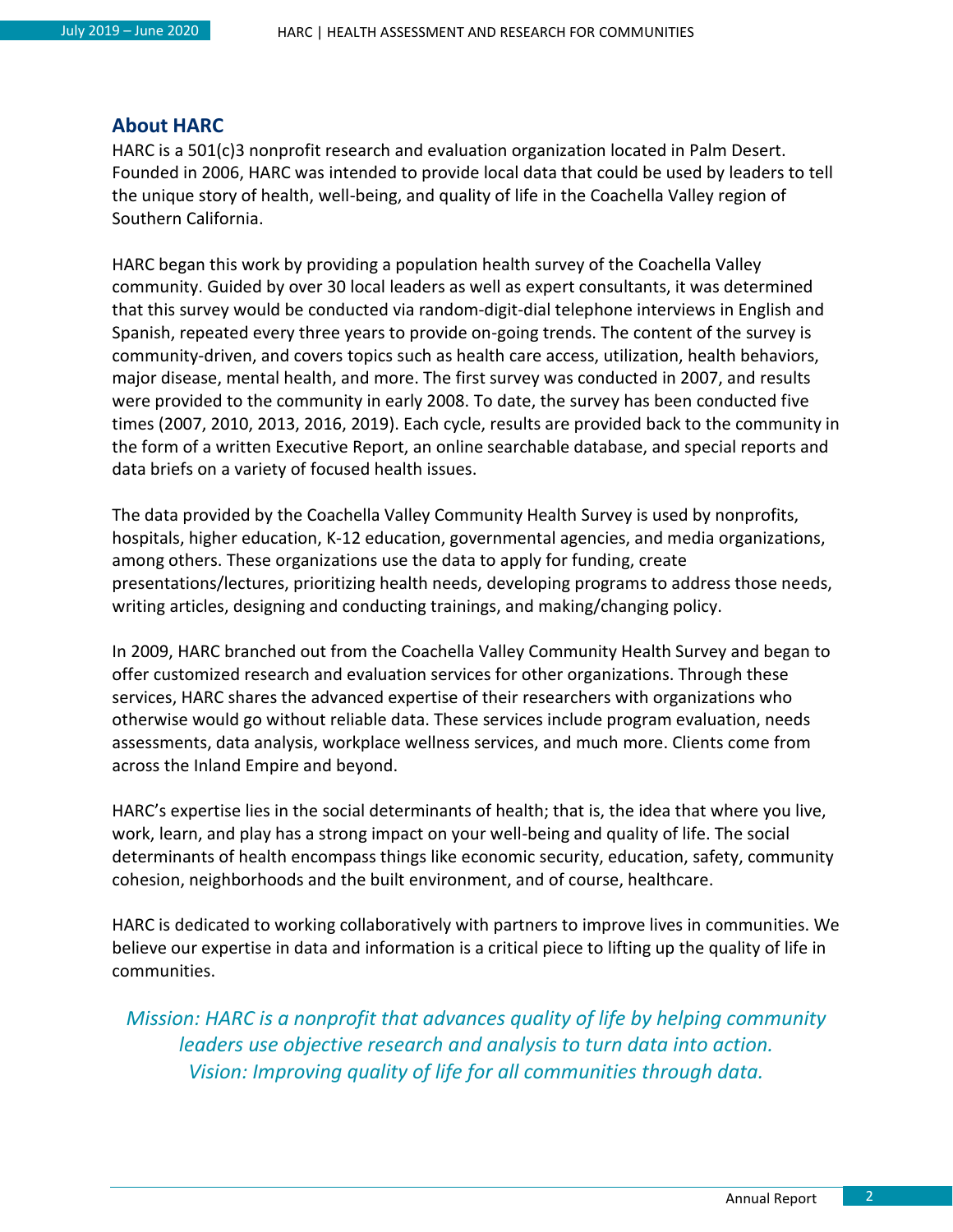## About HARC

HARC is a 501(c)3 nonprofit research and evaluation organization located in Palm Desert. Founded in 2006, HARC was intended to provide local data that could be used by leaders to tell the unique story of health, well-being, and quality of life in the Coachella Valley region of Southern California.

HARC began this work by providing a population health survey of the Coachella Valley community. Guided by over 30 local leaders as well as expert consultants, it was determined that this survey would be conducted via random-digit-dial telephone interviews in English and Spanish, repeated every three years to provide on-going trends. The content of the survey is community-driven, and covers topics such as health care access, utilization, health behaviors, major disease, mental health, and more. The first survey was conducted in 2007, and results were provided to the community in early 2008. To date, the survey has been conducted five times (2007, 2010, 2013, 2016, 2019). Each cycle, results are provided back to the community in the form of a written Executive Report, an online searchable database, and special reports and data briefs on a variety of focused health issues.

The data provided by the Coachella Valley Community Health Survey is used by nonprofits, hospitals, higher education, K-12 education, governmental agencies, and media organizations, among others. These organizations use the data to apply for funding, create presentations/lectures, prioritizing health needs, developing programs to address those needs, writing articles, designing and conducting trainings, and making/changing policy.

In 2009, HARC branched out from the Coachella Valley Community Health Survey and began to offer customized research and evaluation services for other organizations. Through these services, HARC shares the advanced expertise of their researchers with organizations who otherwise would go without reliable data. These services include program evaluation, needs assessments, data analysis, workplace wellness services, and much more. Clients come from across the Inland Empire and beyond.

HARC's expertise lies in the social determinants of health; that is, the idea that where you live, work, learn, and play has a strong impact on your well-being and quality of life. The social determinants of health encompass things like economic security, education, safety, community cohesion, neighborhoods and the built environment, and of course, healthcare.

HARC is dedicated to working collaboratively with partners to improve lives in communities. We believe our expertise in data and information is a critical piece to lifting up the quality of life in communities.

*Mission: HARC is a nonprofit that advances quality of life by helping community leaders use objective research and analysis to turn data into action.*
*Vision: Improving quality of life for all communities through data.*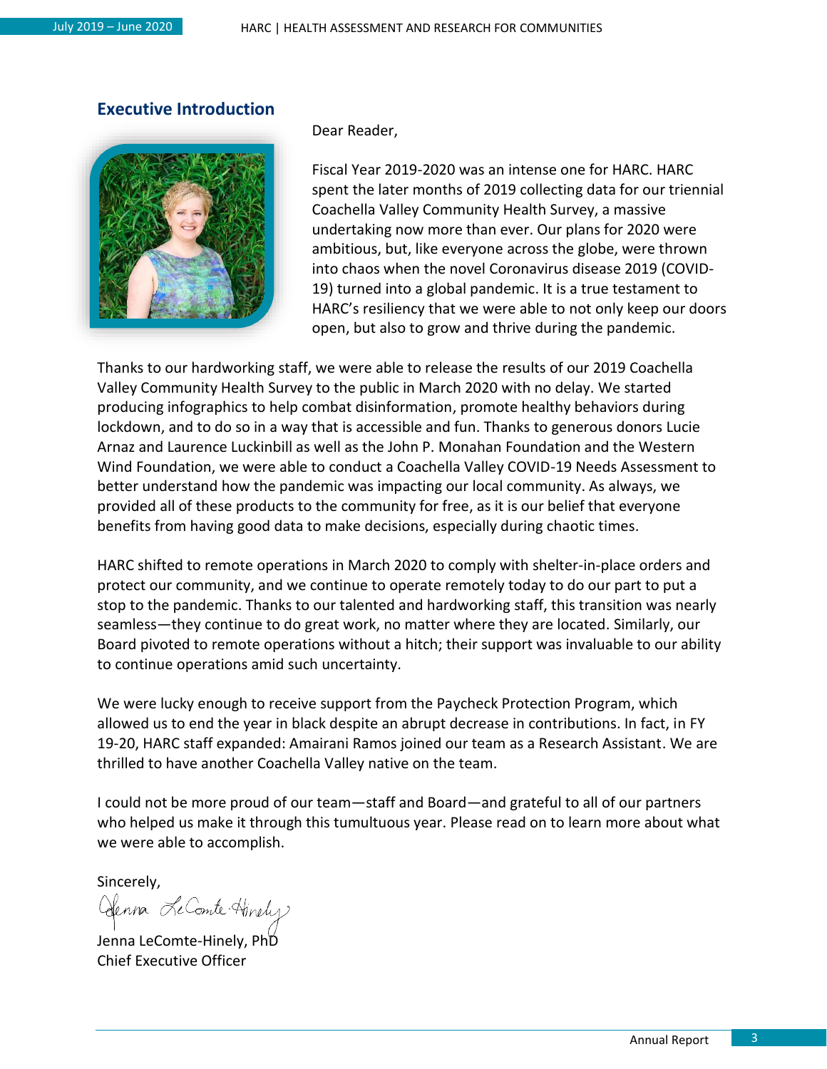## Executive Introduction

Dear Reader,

Fiscal Year 2019-2020 was an intense one for HARC. HARC spent the later months of 2019 collecting data for our triennial Coachella Valley Community Health Survey, a massive undertaking now more than ever. Our plans for 2020 were ambitious, but, like everyone across the globe, were thrown into chaos when the novel Coronavirus disease 2019 (COVID-19) turned into a global pandemic. It is a true testament to HARC's resiliency that we were able to not only keep our doors open, but also to grow and thrive during the pandemic.

Thanks to our hardworking staff, we were able to release the results of our 2019 Coachella Valley Community Health Survey to the public in March 2020 with no delay. We started producing infographics to help combat disinformation, promote healthy behaviors during lockdown, and to do so in a way that is accessible and fun. Thanks to generous donors Lucie Arnaz and Laurence Luckinbill as well as the John P. Monahan Foundation and the Western Wind Foundation, we were able to conduct a Coachella Valley COVID-19 Needs Assessment to better understand how the pandemic was impacting our local community. As always, we provided all of these products to the community for free, as it is our belief that everyone benefits from having good data to make decisions, especially during chaotic times.

HARC shifted to remote operations in March 2020 to comply with shelter-in-place orders and protect our community, and we continue to operate remotely today to do our part to put a stop to the pandemic. Thanks to our talented and hardworking staff, this transition was nearly seamless—they continue to do great work, no matter where they are located. Similarly, our Board pivoted to remote operations without a hitch; their support was invaluable to our ability to continue operations amid such uncertainty.

We were lucky enough to receive support from the Paycheck Protection Program, which allowed us to end the year in black despite an abrupt decrease in contributions. In fact, in FY 19-20, HARC staff expanded: Amairani Ramos joined our team as a Research Assistant. We are thrilled to have another Coachella Valley native on the team.

I could not be more proud of our team—staff and Board—and grateful to all of our partners who helped us make it through this tumultuous year. Please read on to learn more about what we were able to accomplish.

Sincerely,

Jenna LeComte-Hinely, PhD
Chief Executive Officer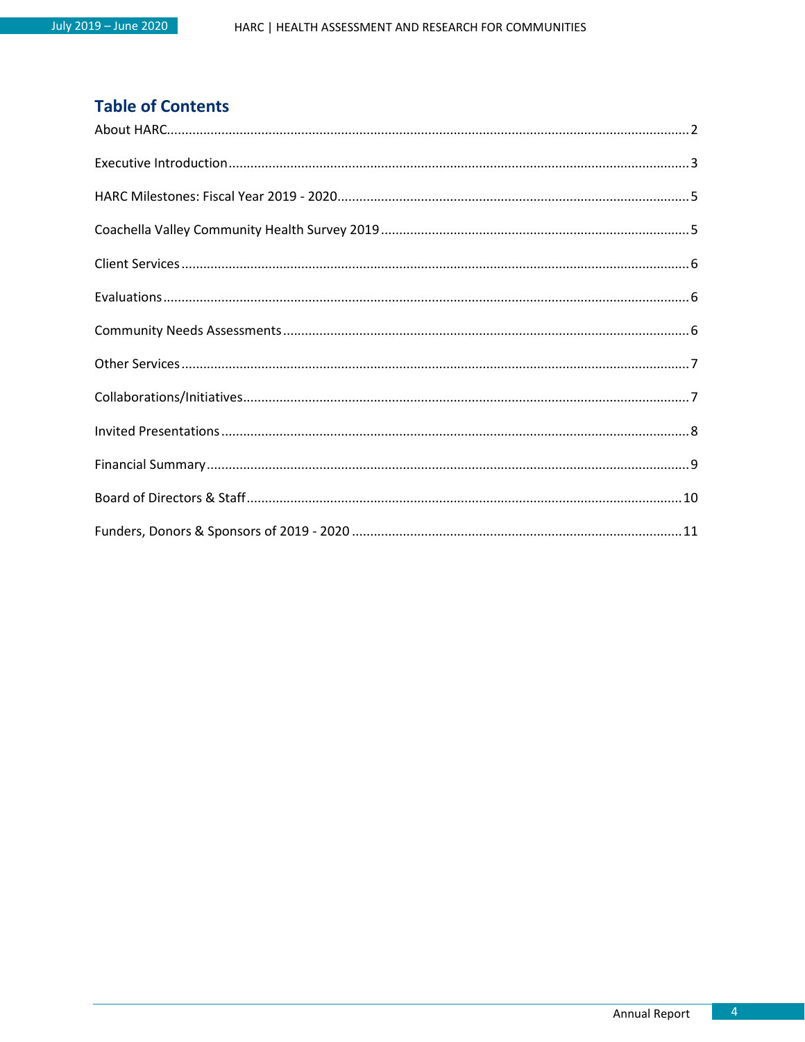## Table of Contents

About HARC..........2

Executive Introduction..........3

HARC Milestones: Fiscal Year 2019 - 2020..........5

Coachella Valley Community Health Survey 2019..........5

Client Services..........6

Evaluations..........6

Community Needs Assessments..........6

Other Services..........7

Collaborations/Initiatives..........7

Invited Presentations..........8

Financial Summary..........9

Board of Directors & Staff..........10

Funders, Donors & Sponsors of 2019 - 2020..........11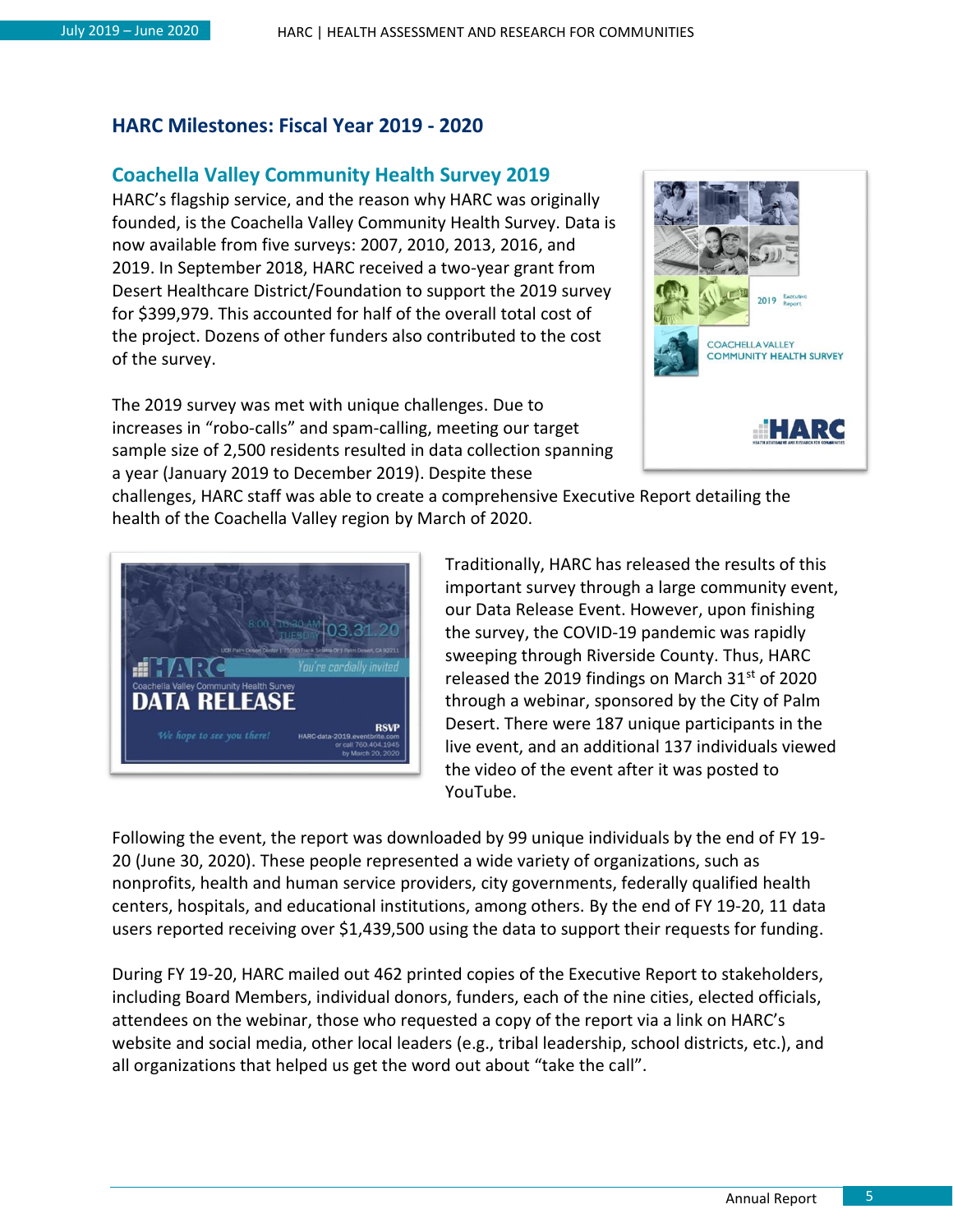## HARC Milestones: Fiscal Year 2019 - 2020

### Coachella Valley Community Health Survey 2019

HARC's flagship service, and the reason why HARC was originally founded, is the Coachella Valley Community Health Survey. Data is now available from five surveys: 2007, 2010, 2013, 2016, and 2019. In September 2018, HARC received a two-year grant from Desert Healthcare District/Foundation to support the 2019 survey for $399,979. This accounted for half of the overall total cost of the project. Dozens of other funders also contributed to the cost of the survey.

The 2019 survey was met with unique challenges. Due to increases in "robo-calls" and spam-calling, meeting our target sample size of 2,500 residents resulted in data collection spanning a year (January 2019 to December 2019). Despite these challenges, HARC staff was able to create a comprehensive Executive Report detailing the health of the Coachella Valley region by March of 2020.

Traditionally, HARC has released the results of this important survey through a large community event, our Data Release Event. However, upon finishing the survey, the COVID-19 pandemic was rapidly sweeping through Riverside County. Thus, HARC released the 2019 findings on March 31st of 2020 through a webinar, sponsored by the City of Palm Desert. There were 187 unique participants in the live event, and an additional 137 individuals viewed the video of the event after it was posted to YouTube.

Following the event, the report was downloaded by 99 unique individuals by the end of FY 19-20 (June 30, 2020). These people represented a wide variety of organizations, such as nonprofits, health and human service providers, city governments, federally qualified health centers, hospitals, and educational institutions, among others. By the end of FY 19-20, 11 data users reported receiving over $1,439,500 using the data to support their requests for funding.

During FY 19-20, HARC mailed out 462 printed copies of the Executive Report to stakeholders, including Board Members, individual donors, funders, each of the nine cities, elected officials, attendees on the webinar, those who requested a copy of the report via a link on HARC's website and social media, other local leaders (e.g., tribal leadership, school districts, etc.), and all organizations that helped us get the word out about "take the call".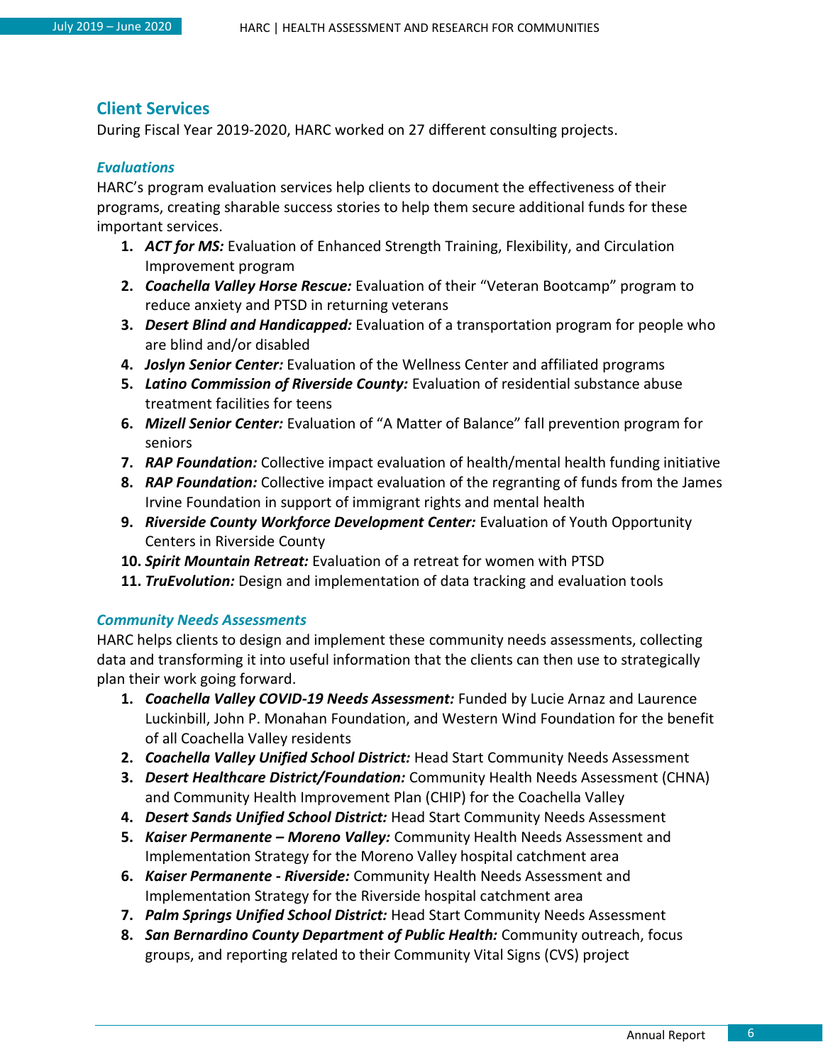## Client Services

During Fiscal Year 2019-2020, HARC worked on 27 different consulting projects.

### *Evaluations*

HARC's program evaluation services help clients to document the effectiveness of their programs, creating sharable success stories to help them secure additional funds for these important services.

1. ***ACT for MS:*** Evaluation of Enhanced Strength Training, Flexibility, and Circulation Improvement program
2. ***Coachella Valley Horse Rescue:*** Evaluation of their "Veteran Bootcamp" program to reduce anxiety and PTSD in returning veterans
3. ***Desert Blind and Handicapped:*** Evaluation of a transportation program for people who are blind and/or disabled
4. ***Joslyn Senior Center:*** Evaluation of the Wellness Center and affiliated programs
5. ***Latino Commission of Riverside County:*** Evaluation of residential substance abuse treatment facilities for teens
6. ***Mizell Senior Center:*** Evaluation of "A Matter of Balance" fall prevention program for seniors
7. ***RAP Foundation:*** Collective impact evaluation of health/mental health funding initiative
8. ***RAP Foundation:*** Collective impact evaluation of the regranting of funds from the James Irvine Foundation in support of immigrant rights and mental health
9. ***Riverside County Workforce Development Center:*** Evaluation of Youth Opportunity Centers in Riverside County
10. ***Spirit Mountain Retreat:*** Evaluation of a retreat for women with PTSD
11. ***TruEvolution:*** Design and implementation of data tracking and evaluation tools

### *Community Needs Assessments*

HARC helps clients to design and implement these community needs assessments, collecting data and transforming it into useful information that the clients can then use to strategically plan their work going forward.

1. ***Coachella Valley COVID-19 Needs Assessment:*** Funded by Lucie Arnaz and Laurence Luckinbill, John P. Monahan Foundation, and Western Wind Foundation for the benefit of all Coachella Valley residents
2. ***Coachella Valley Unified School District:*** Head Start Community Needs Assessment
3. ***Desert Healthcare District/Foundation:*** Community Health Needs Assessment (CHNA) and Community Health Improvement Plan (CHIP) for the Coachella Valley
4. ***Desert Sands Unified School District:*** Head Start Community Needs Assessment
5. ***Kaiser Permanente – Moreno Valley:*** Community Health Needs Assessment and Implementation Strategy for the Moreno Valley hospital catchment area
6. ***Kaiser Permanente - Riverside:*** Community Health Needs Assessment and Implementation Strategy for the Riverside hospital catchment area
7. ***Palm Springs Unified School District:*** Head Start Community Needs Assessment
8. ***San Bernardino County Department of Public Health:*** Community outreach, focus groups, and reporting related to their Community Vital Signs (CVS) project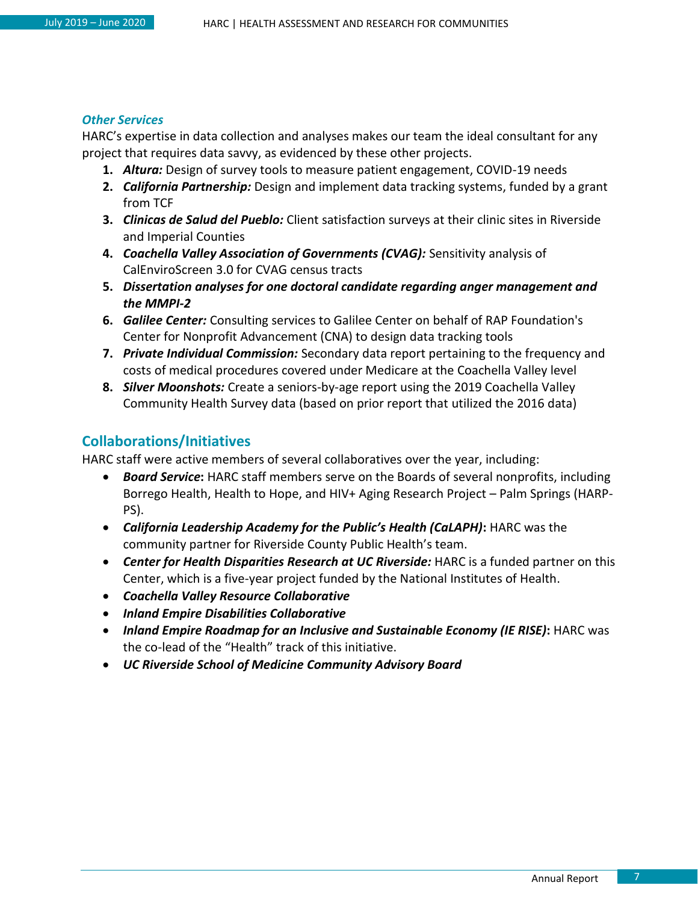### *Other Services*

HARC's expertise in data collection and analyses makes our team the ideal consultant for any project that requires data savvy, as evidenced by these other projects.

1. ***Altura:*** Design of survey tools to measure patient engagement, COVID-19 needs
2. ***California Partnership:*** Design and implement data tracking systems, funded by a grant from TCF
3. ***Clinicas de Salud del Pueblo:*** Client satisfaction surveys at their clinic sites in Riverside and Imperial Counties
4. ***Coachella Valley Association of Governments (CVAG):*** Sensitivity analysis of CalEnviroScreen 3.0 for CVAG census tracts
5. ***Dissertation analyses for one doctoral candidate regarding anger management and the MMPI-2***
6. ***Galilee Center:*** Consulting services to Galilee Center on behalf of RAP Foundation's Center for Nonprofit Advancement (CNA) to design data tracking tools
7. ***Private Individual Commission:*** Secondary data report pertaining to the frequency and costs of medical procedures covered under Medicare at the Coachella Valley level
8. ***Silver Moonshots:*** Create a seniors-by-age report using the 2019 Coachella Valley Community Health Survey data (based on prior report that utilized the 2016 data)

## Collaborations/Initiatives

HARC staff were active members of several collaboratives over the year, including:

- ***Board Service*****:** HARC staff members serve on the Boards of several nonprofits, including Borrego Health, Health to Hope, and HIV+ Aging Research Project – Palm Springs (HARP-PS).
- ***California Leadership Academy for the Public's Health (CaLAPH)*****:** HARC was the community partner for Riverside County Public Health's team.
- ***Center for Health Disparities Research at UC Riverside:*** HARC is a funded partner on this Center, which is a five-year project funded by the National Institutes of Health.
- ***Coachella Valley Resource Collaborative***
- ***Inland Empire Disabilities Collaborative***
- ***Inland Empire Roadmap for an Inclusive and Sustainable Economy (IE RISE)*****:** HARC was the co-lead of the "Health" track of this initiative.
- ***UC Riverside School of Medicine Community Advisory Board***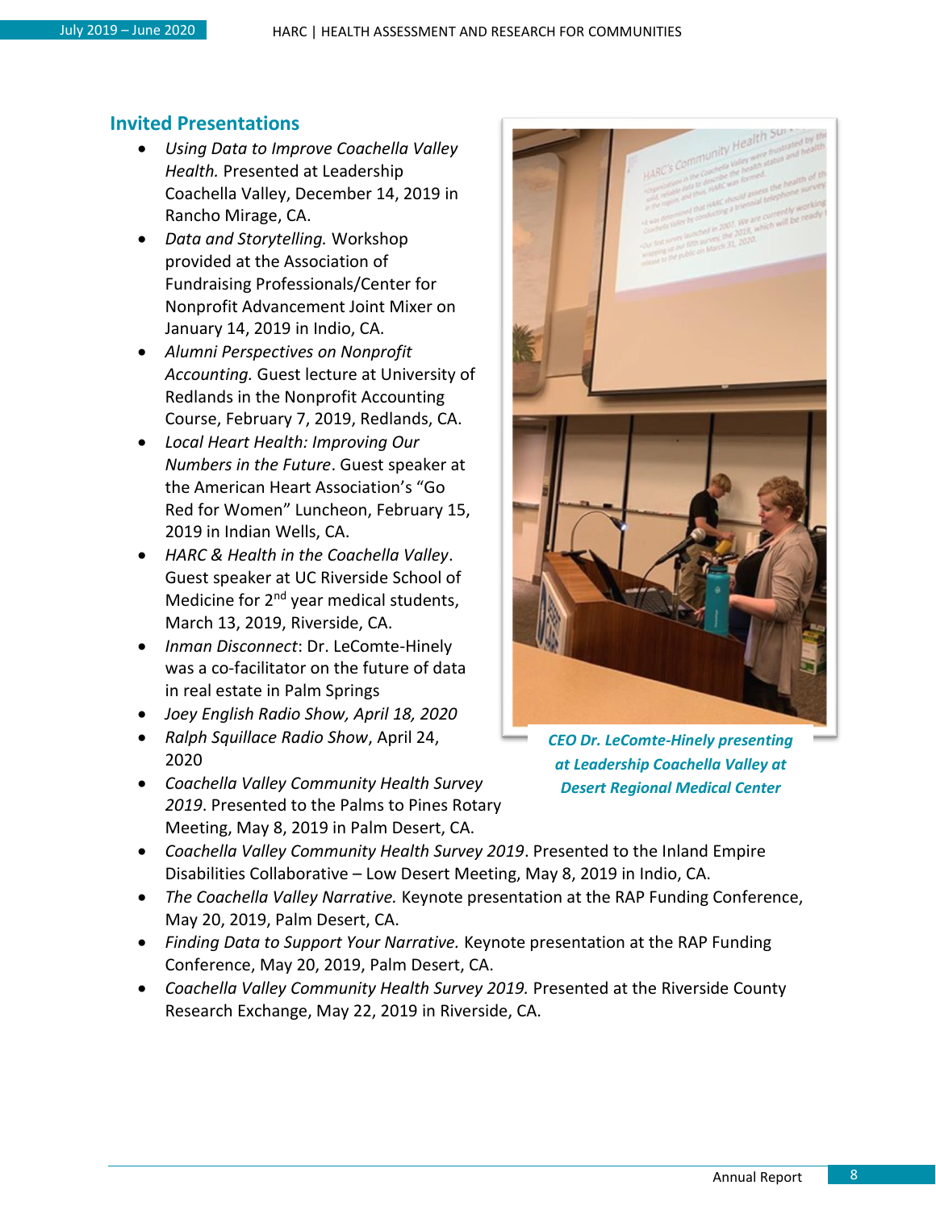## Invited Presentations

- *Using Data to Improve Coachella Valley Health.* Presented at Leadership Coachella Valley, December 14, 2019 in Rancho Mirage, CA.
- *Data and Storytelling.* Workshop provided at the Association of Fundraising Professionals/Center for Nonprofit Advancement Joint Mixer on January 14, 2019 in Indio, CA.
- *Alumni Perspectives on Nonprofit Accounting.* Guest lecture at University of Redlands in the Nonprofit Accounting Course, February 7, 2019, Redlands, CA.
- *Local Heart Health: Improving Our Numbers in the Future*. Guest speaker at the American Heart Association's "Go Red for Women" Luncheon, February 15, 2019 in Indian Wells, CA.
- *HARC & Health in the Coachella Valley*. Guest speaker at UC Riverside School of Medicine for 2nd year medical students, March 13, 2019, Riverside, CA.
- *Inman Disconnect*: Dr. LeComte-Hinely was a co-facilitator on the future of data in real estate in Palm Springs
- *Joey English Radio Show, April 18, 2020*
- *Ralph Squillace Radio Show*, April 24, 2020
- *Coachella Valley Community Health Survey 2019*. Presented to the Palms to Pines Rotary Meeting, May 8, 2019 in Palm Desert, CA.
- *Coachella Valley Community Health Survey 2019*. Presented to the Inland Empire Disabilities Collaborative – Low Desert Meeting, May 8, 2019 in Indio, CA.
- *The Coachella Valley Narrative.* Keynote presentation at the RAP Funding Conference, May 20, 2019, Palm Desert, CA.
- *Finding Data to Support Your Narrative.* Keynote presentation at the RAP Funding Conference, May 20, 2019, Palm Desert, CA.
- *Coachella Valley Community Health Survey 2019.* Presented at the Riverside County Research Exchange, May 22, 2019 in Riverside, CA.

**CEO Dr. LeComte-Hinely presenting at Leadership Coachella Valley at Desert Regional Medical Center**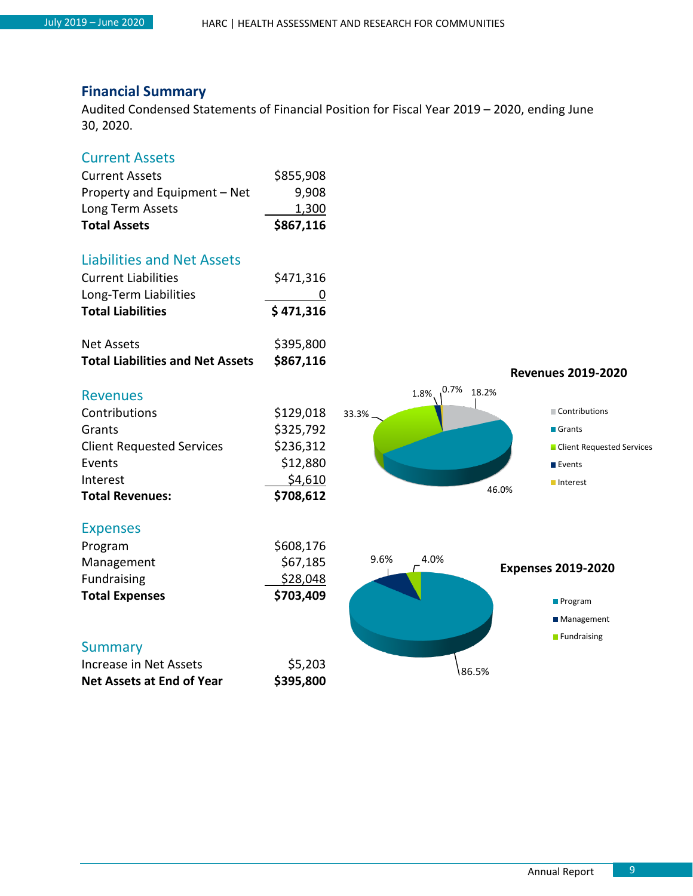## Financial Summary

Audited Condensed Statements of Financial Position for Fiscal Year 2019 – 2020, ending June 30, 2020.

### Current Assets

| | |
|---|---|
| Current Assets | $855,908 |
| Property and Equipment – Net | 9,908 |
| Long Term Assets | 1,300 |
| **Total Assets** | **$867,116** |

### Liabilities and Net Assets

| | |
|---|---|
| Current Liabilities | $471,316 |
| Long-Term Liabilities | 0 |
| **Total Liabilities** | **$ 471,316** |
| Net Assets | $395,800 |
| **Total Liabilities and Net Assets** | **$867,116** |

### Revenues

| | |
|---|---|
| Contributions | $129,018 |
| Grants | $325,792 |
| Client Requested Services | $236,312 |
| Events | $12,880 |
| Interest | $4,610 |
| **Total Revenues:** | **$708,612** |

**Revenues 2019-2020**

Contributions 18.2%, Grants 46.0%, Client Requested Services 33.3%, Events 1.8%, Interest 0.7%

### Expenses

| | |
|---|---|
| Program | $608,176 |
| Management | $67,185 |
| Fundraising | $28,048 |
| **Total Expenses** | **$703,409** |

**Expenses 2019-2020**

Program 86.5%, Management 9.6%, Fundraising 4.0%

### Summary

| | |
|---|---|
| Increase in Net Assets | $5,203 |
| **Net Assets at End of Year** | **$395,800** |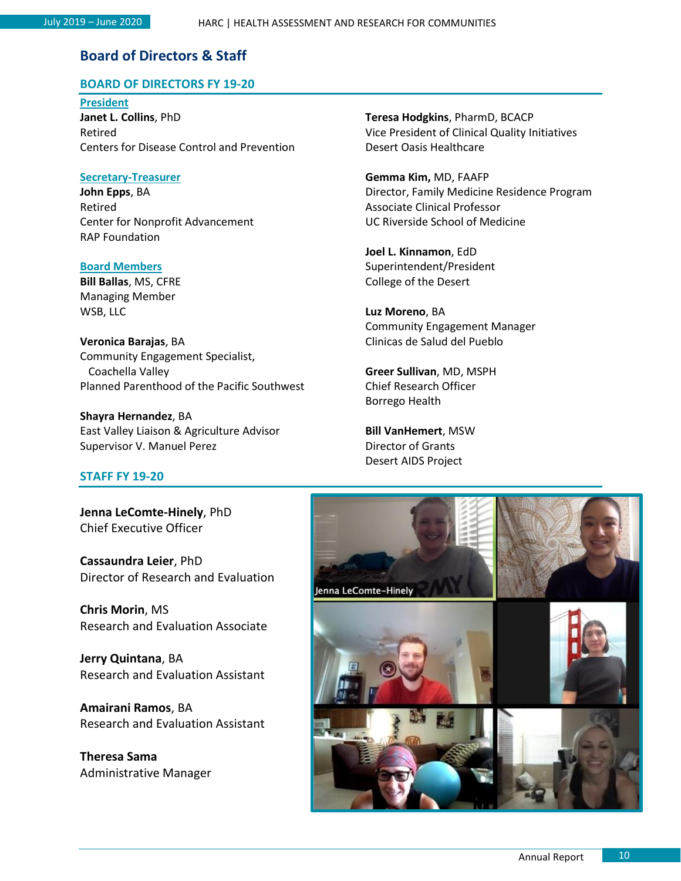# Board of Directors & Staff

## BOARD OF DIRECTORS FY 19-20

### President

**Janet L. Collins**, PhD
Retired
Centers for Disease Control and Prevention

### Secretary-Treasurer

**John Epps**, BA
Retired
Center for Nonprofit Advancement
RAP Foundation

### Board Members

**Bill Ballas**, MS, CFRE
Managing Member
WSB, LLC

**Veronica Barajas**, BA
Community Engagement Specialist, Coachella Valley
Planned Parenthood of the Pacific Southwest

**Shayra Hernandez**, BA
East Valley Liaison & Agriculture Advisor
Supervisor V. Manuel Perez

**Teresa Hodgkins**, PharmD, BCACP
Vice President of Clinical Quality Initiatives
Desert Oasis Healthcare

**Gemma Kim,** MD, FAAFP
Director, Family Medicine Residence Program
Associate Clinical Professor
UC Riverside School of Medicine

**Joel L. Kinnamon**, EdD
Superintendent/President
College of the Desert

**Luz Moreno**, BA
Community Engagement Manager
Clinicas de Salud del Pueblo

**Greer Sullivan**, MD, MSPH
Chief Research Officer
Borrego Health

**Bill VanHemert**, MSW
Director of Grants
Desert AIDS Project

## STAFF FY 19-20

**Jenna LeComte-Hinely**, PhD
Chief Executive Officer

**Cassaundra Leier**, PhD
Director of Research and Evaluation

**Chris Morin**, MS
Research and Evaluation Associate

**Jerry Quintana**, BA
Research and Evaluation Assistant

**Amairani Ramos**, BA
Research and Evaluation Assistant

**Theresa Sama**
Administrative Manager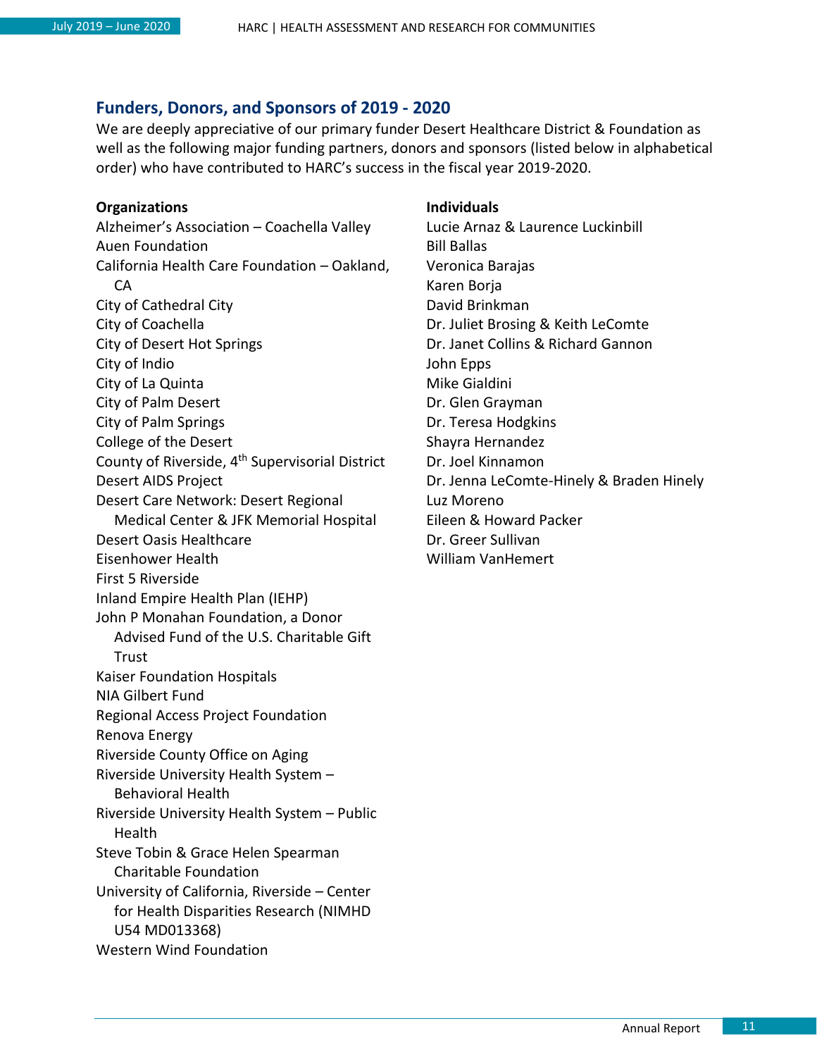## Funders, Donors, and Sponsors of 2019 - 2020

We are deeply appreciative of our primary funder Desert Healthcare District & Foundation as well as the following major funding partners, donors and sponsors (listed below in alphabetical order) who have contributed to HARC's success in the fiscal year 2019-2020.

**Organizations**

- Alzheimer's Association – Coachella Valley
- Auen Foundation
- California Health Care Foundation – Oakland, CA
- City of Cathedral City
- City of Coachella
- City of Desert Hot Springs
- City of Indio
- City of La Quinta
- City of Palm Desert
- City of Palm Springs
- College of the Desert
- County of Riverside, 4th Supervisorial District
- Desert AIDS Project
- Desert Care Network: Desert Regional Medical Center & JFK Memorial Hospital
- Desert Oasis Healthcare
- Eisenhower Health
- First 5 Riverside
- Inland Empire Health Plan (IEHP)
- John P Monahan Foundation, a Donor Advised Fund of the U.S. Charitable Gift Trust
- Kaiser Foundation Hospitals
- NIA Gilbert Fund
- Regional Access Project Foundation
- Renova Energy
- Riverside County Office on Aging
- Riverside University Health System – Behavioral Health
- Riverside University Health System – Public Health
- Steve Tobin & Grace Helen Spearman Charitable Foundation
- University of California, Riverside – Center for Health Disparities Research (NIMHD U54 MD013368)
- Western Wind Foundation

**Individuals**

- Lucie Arnaz & Laurence Luckinbill
- Bill Ballas
- Veronica Barajas
- Karen Borja
- David Brinkman
- Dr. Juliet Brosing & Keith LeComte
- Dr. Janet Collins & Richard Gannon
- John Epps
- Mike Gialdini
- Dr. Glen Grayman
- Dr. Teresa Hodgkins
- Shayra Hernandez
- Dr. Joel Kinnamon
- Dr. Jenna LeComte-Hinely & Braden Hinely
- Luz Moreno
- Eileen & Howard Packer
- Dr. Greer Sullivan
- William VanHemert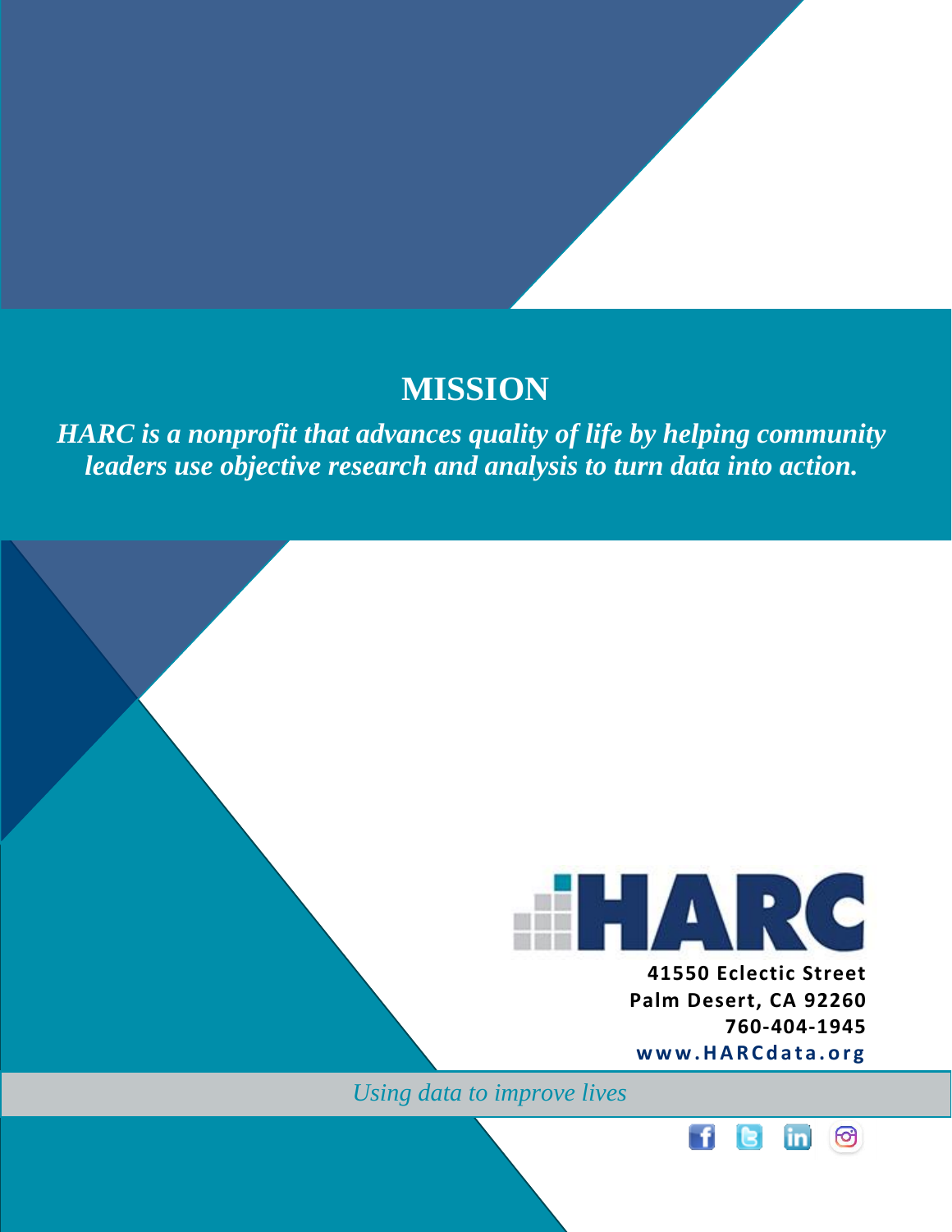# MISSION

***HARC is a nonprofit that advances quality of life by helping community leaders use objective research and analysis to turn data into action.***

HARC

**41550 Eclectic Street**
**Palm Desert, CA 92260**
**760-404-1945**
**www.HARCdata.org**

*Using data to improve lives*